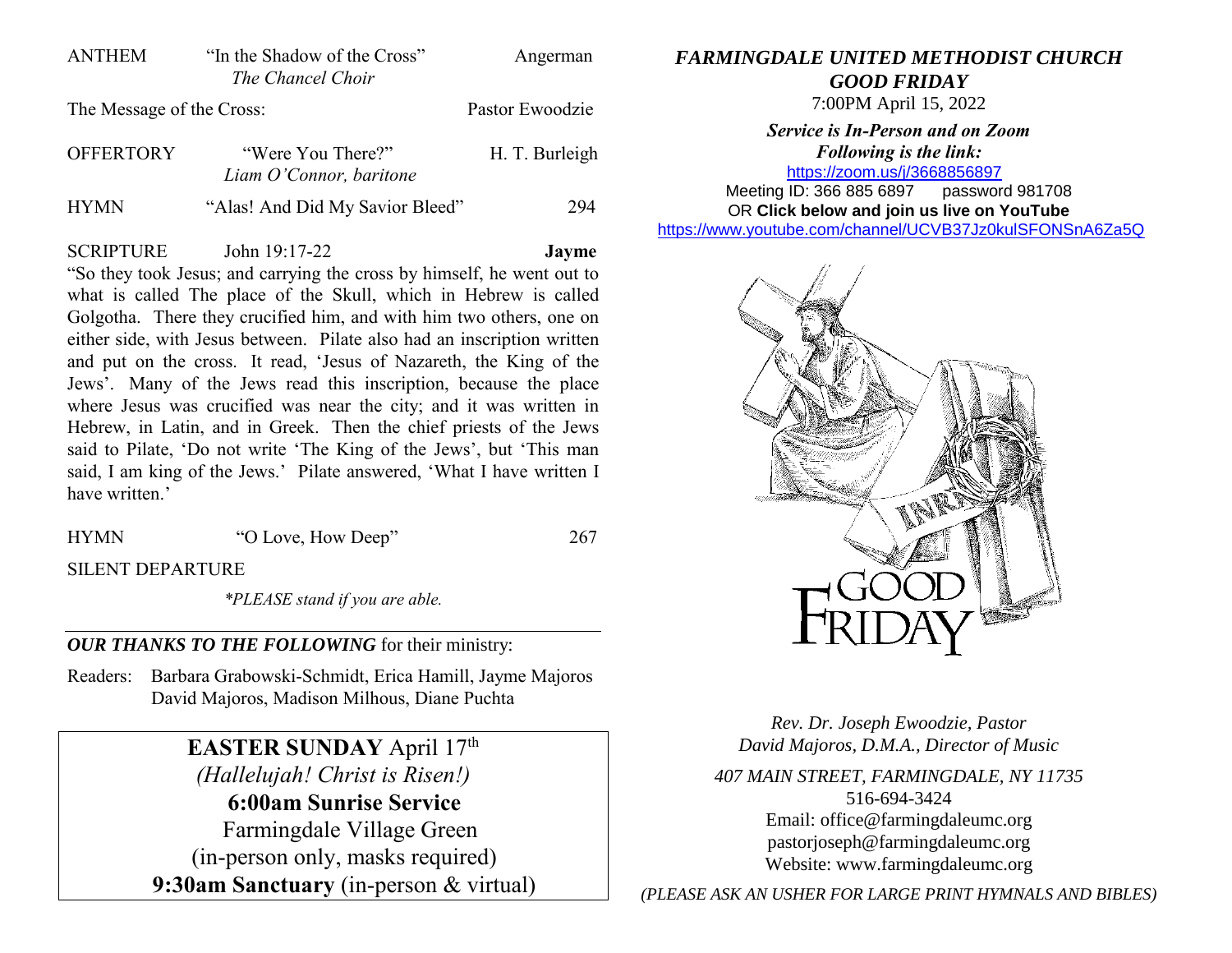ANTHEM "In the Shadow of the Cross" Angerman
*The Chancel Choir*

The Message of the Cross: Pastor Ewoodzie

OFFERTORY "Were You There?" H. T. Burleigh
*Liam O'Connor, baritone*

HYMN "Alas! And Did My Savior Bleed" 294

SCRIPTURE John 19:17-22 **Jayme**

"So they took Jesus; and carrying the cross by himself, he went out to what is called The place of the Skull, which in Hebrew is called Golgotha. There they crucified him, and with him two others, one on either side, with Jesus between. Pilate also had an inscription written and put on the cross. It read, 'Jesus of Nazareth, the King of the Jews'. Many of the Jews read this inscription, because the place where Jesus was crucified was near the city; and it was written in Hebrew, in Latin, and in Greek. Then the chief priests of the Jews said to Pilate, 'Do not write 'The King of the Jews', but 'This man said, I am king of the Jews.' Pilate answered, 'What I have written I have written.'

HYMN "O Love, How Deep" 267

SILENT DEPARTURE

*\*PLEASE stand if you are able.*

***OUR THANKS TO THE FOLLOWING*** for their ministry:

Readers: Barbara Grabowski-Schmidt, Erica Hamill, Jayme Majoros
David Majoros, Madison Milhous, Diane Puchta

**EASTER SUNDAY** April 17th
*(Hallelujah! Christ is Risen!)*
**6:00am Sunrise Service**
Farmingdale Village Green
(in-person only, masks required)
**9:30am Sanctuary** (in-person & virtual)

***FARMINGDALE UNITED METHODIST CHURCH***
***GOOD FRIDAY***
7:00PM April 15, 2022

***Service is In-Person and on Zoom***
***Following is the link:***
https://zoom.us/j/3668856897
Meeting ID: 366 885 6897 password 981708
OR **Click below and join us live on YouTube**
https://www.youtube.com/channel/UCVB37Jz0kulSFONSnA6Za5Q

GOOD FRIDAY

*Rev. Dr. Joseph Ewoodzie, Pastor*
*David Majoros, D.M.A., Director of Music*

*407 MAIN STREET, FARMINGDALE, NY 11735*
516-694-3424
Email: office@farmingdaleumc.org
pastorjoseph@farmingdaleumc.org
Website: www.farmingdaleumc.org

*(PLEASE ASK AN USHER FOR LARGE PRINT HYMNALS AND BIBLES)*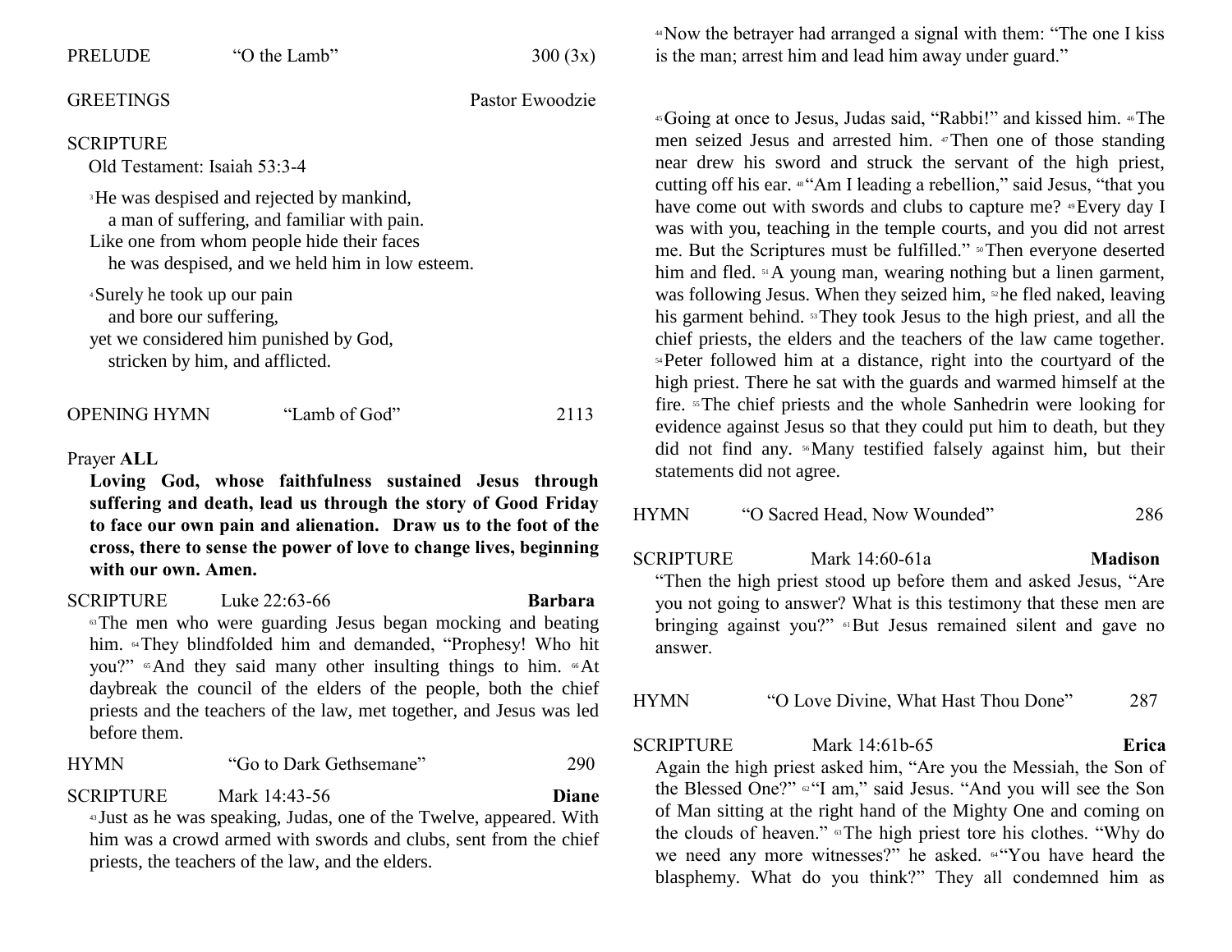PRELUDE "O the Lamb" 300 (3x)

GREETINGS Pastor Ewoodzie

SCRIPTURE

Old Testament: Isaiah 53:3-4

[3] He was despised and rejected by mankind,
a man of suffering, and familiar with pain.
Like one from whom people hide their faces
he was despised, and we held him in low esteem.

[4] Surely he took up our pain
and bore our suffering,
yet we considered him punished by God,
stricken by him, and afflicted.

OPENING HYMN "Lamb of God" 2113

Prayer **ALL**

**Loving God, whose faithfulness sustained Jesus through suffering and death, lead us through the story of Good Friday to face our own pain and alienation. Draw us to the foot of the cross, there to sense the power of love to change lives, beginning with our own. Amen.**

SCRIPTURE Luke 22:63-66 **Barbara**

[63] The men who were guarding Jesus began mocking and beating him. [64] They blindfolded him and demanded, "Prophesy! Who hit you?" [65] And they said many other insulting things to him. [66] At daybreak the council of the elders of the people, both the chief priests and the teachers of the law, met together, and Jesus was led before them.

HYMN "Go to Dark Gethsemane" 290

SCRIPTURE Mark 14:43-56 **Diane**

[43] Just as he was speaking, Judas, one of the Twelve, appeared. With him was a crowd armed with swords and clubs, sent from the chief priests, the teachers of the law, and the elders.

[44] Now the betrayer had arranged a signal with them: "The one I kiss is the man; arrest him and lead him away under guard."

[45] Going at once to Jesus, Judas said, "Rabbi!" and kissed him. [46] The men seized Jesus and arrested him. [47] Then one of those standing near drew his sword and struck the servant of the high priest, cutting off his ear. [48] "Am I leading a rebellion," said Jesus, "that you have come out with swords and clubs to capture me? [49] Every day I was with you, teaching in the temple courts, and you did not arrest me. But the Scriptures must be fulfilled." [50] Then everyone deserted him and fled. [51] A young man, wearing nothing but a linen garment, was following Jesus. When they seized him, [52] he fled naked, leaving his garment behind. [53] They took Jesus to the high priest, and all the chief priests, the elders and the teachers of the law came together. [54] Peter followed him at a distance, right into the courtyard of the high priest. There he sat with the guards and warmed himself at the fire. [55] The chief priests and the whole Sanhedrin were looking for evidence against Jesus so that they could put him to death, but they did not find any. [56] Many testified falsely against him, but their statements did not agree.

HYMN "O Sacred Head, Now Wounded" 286

SCRIPTURE Mark 14:60-61a **Madison**

"Then the high priest stood up before them and asked Jesus, "Are you not going to answer? What is this testimony that these men are bringing against you?" [61] But Jesus remained silent and gave no answer.

HYMN "O Love Divine, What Hast Thou Done" 287

SCRIPTURE Mark 14:61b-65 **Erica**

Again the high priest asked him, "Are you the Messiah, the Son of the Blessed One?" [62] "I am," said Jesus. "And you will see the Son of Man sitting at the right hand of the Mighty One and coming on the clouds of heaven." [63] The high priest tore his clothes. "Why do we need any more witnesses?" he asked. [64] "You have heard the blasphemy. What do you think?" They all condemned him as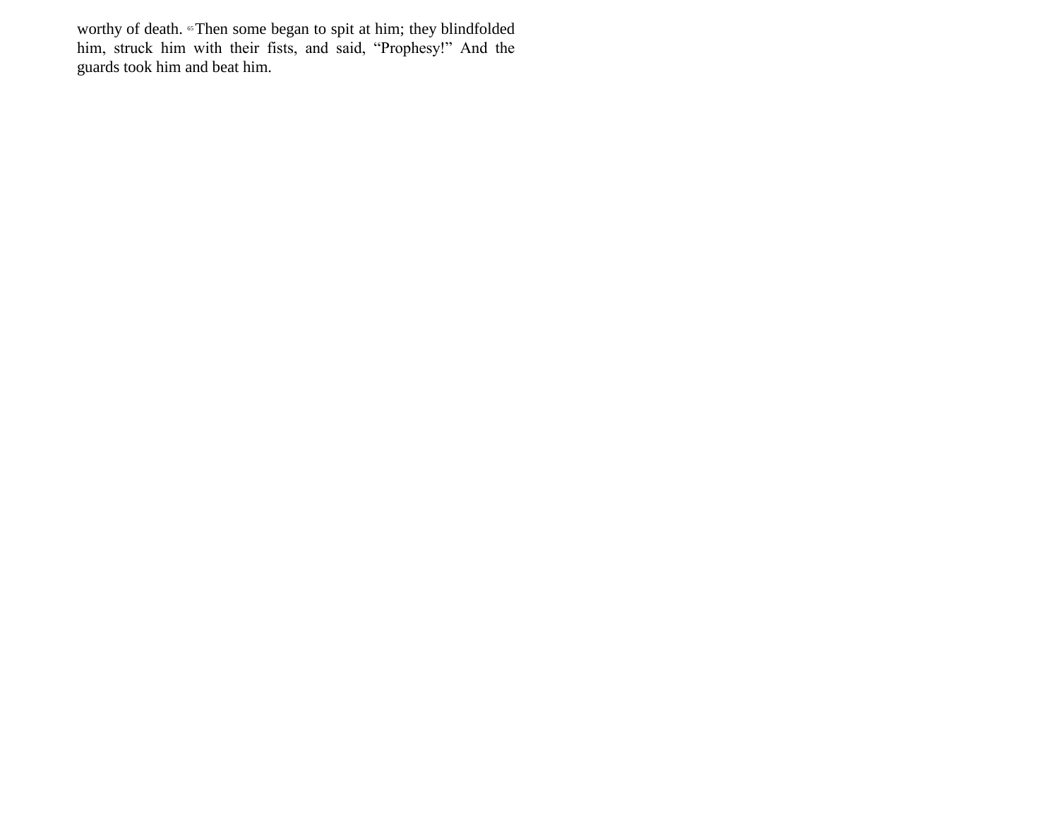worthy of death. [65] Then some began to spit at him; they blindfolded him, struck him with their fists, and said, “Prophesy!” And the guards took him and beat him.